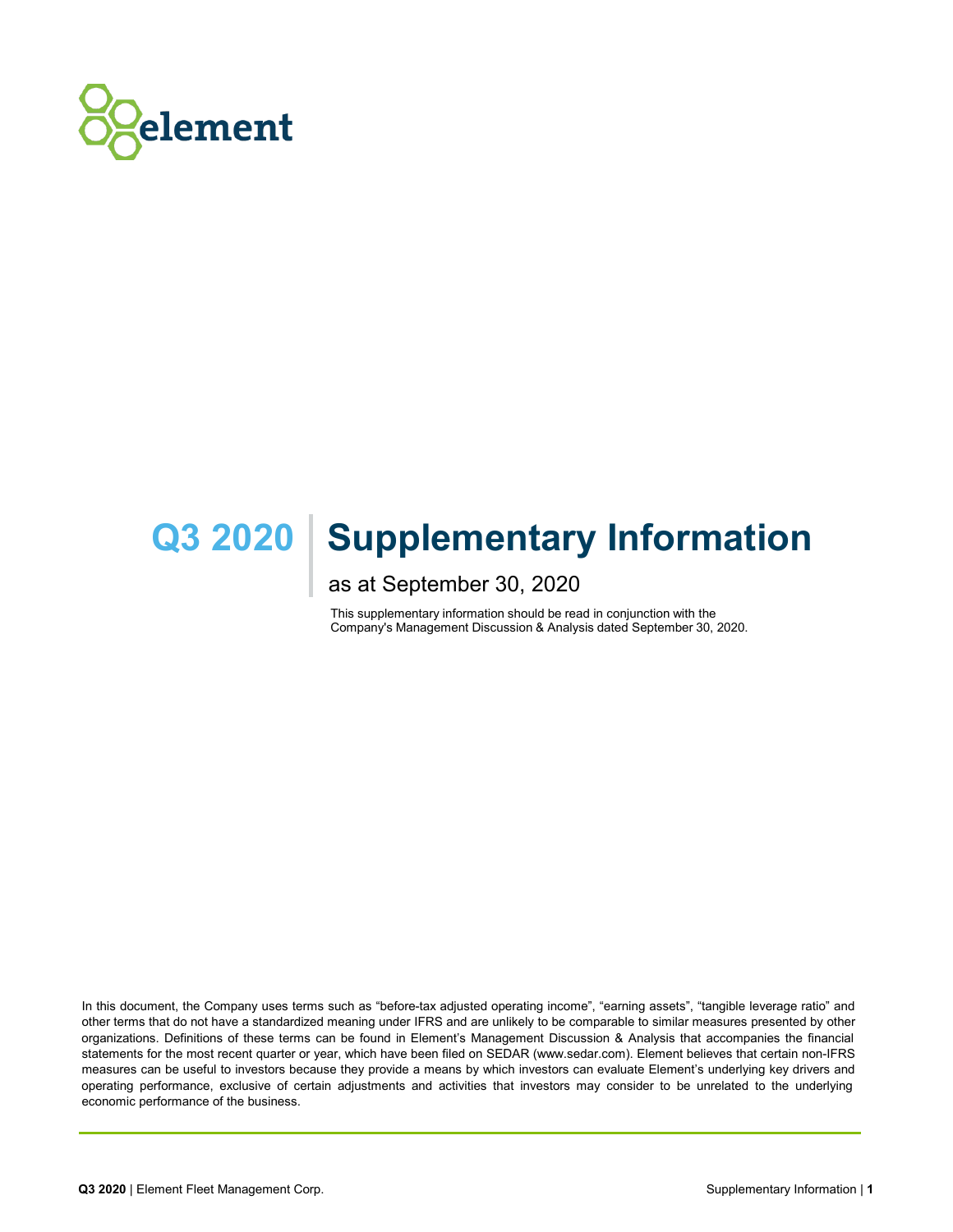element

# Q3 2020 Supplementary Information

as at September 30, 2020

This supplementary information should be read in conjunction with the Company's Management Discussion & Analysis dated September 30, 2020.

In this document, the Company uses terms such as "before-tax adjusted operating income", "earning assets", "tangible leverage ratio" and other terms that do not have a standardized meaning under IFRS and are unlikely to be comparable to similar measures presented by other organizations. Definitions of these terms can be found in Element's Management Discussion & Analysis that accompanies the financial statements for the most recent quarter or year, which have been filed on SEDAR (www.sedar.com). Element believes that certain non-IFRS measures can be useful to investors because they provide a means by which investors can evaluate Element's underlying key drivers and operating performance, exclusive of certain adjustments and activities that investors may consider to be unrelated to the underlying economic performance of the business.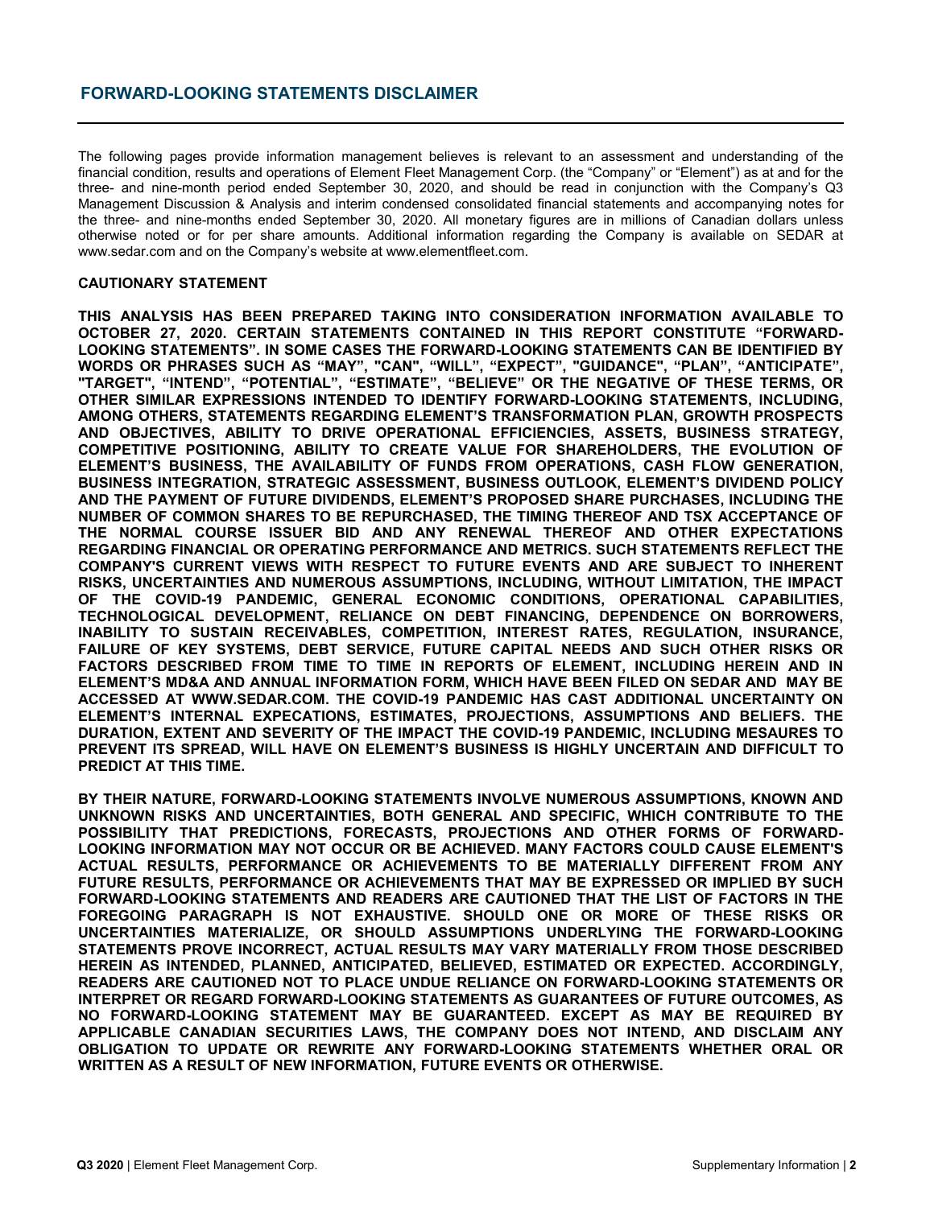## FORWARD-LOOKING STATEMENTS DISCLAIMER

The following pages provide information management believes is relevant to an assessment and understanding of the financial condition, results and operations of Element Fleet Management Corp. (the "Company" or "Element") as at and for the three- and nine-month period ended September 30, 2020, and should be read in conjunction with the Company's Q3 Management Discussion & Analysis and interim condensed consolidated financial statements and accompanying notes for the three- and nine-months ended September 30, 2020. All monetary figures are in millions of Canadian dollars unless otherwise noted or for per share amounts. Additional information regarding the Company is available on SEDAR at www.sedar.com and on the Company's website at www.elementfleet.com.

**CAUTIONARY STATEMENT**

**THIS ANALYSIS HAS BEEN PREPARED TAKING INTO CONSIDERATION INFORMATION AVAILABLE TO OCTOBER 27, 2020. CERTAIN STATEMENTS CONTAINED IN THIS REPORT CONSTITUTE "FORWARD-LOOKING STATEMENTS". IN SOME CASES THE FORWARD-LOOKING STATEMENTS CAN BE IDENTIFIED BY WORDS OR PHRASES SUCH AS "MAY", "CAN", "WILL", "EXPECT", "GUIDANCE", "PLAN", "ANTICIPATE", "TARGET", "INTEND", "POTENTIAL", "ESTIMATE", "BELIEVE" OR THE NEGATIVE OF THESE TERMS, OR OTHER SIMILAR EXPRESSIONS INTENDED TO IDENTIFY FORWARD-LOOKING STATEMENTS, INCLUDING, AMONG OTHERS, STATEMENTS REGARDING ELEMENT'S TRANSFORMATION PLAN, GROWTH PROSPECTS AND OBJECTIVES, ABILITY TO DRIVE OPERATIONAL EFFICIENCIES, ASSETS, BUSINESS STRATEGY, COMPETITIVE POSITIONING, ABILITY TO CREATE VALUE FOR SHAREHOLDERS, THE EVOLUTION OF ELEMENT'S BUSINESS, THE AVAILABILITY OF FUNDS FROM OPERATIONS, CASH FLOW GENERATION, BUSINESS INTEGRATION, STRATEGIC ASSESSMENT, BUSINESS OUTLOOK, ELEMENT'S DIVIDEND POLICY AND THE PAYMENT OF FUTURE DIVIDENDS, ELEMENT'S PROPOSED SHARE PURCHASES, INCLUDING THE NUMBER OF COMMON SHARES TO BE REPURCHASED, THE TIMING THEREOF AND TSX ACCEPTANCE OF THE NORMAL COURSE ISSUER BID AND ANY RENEWAL THEREOF AND OTHER EXPECTATIONS REGARDING FINANCIAL OR OPERATING PERFORMANCE AND METRICS. SUCH STATEMENTS REFLECT THE COMPANY'S CURRENT VIEWS WITH RESPECT TO FUTURE EVENTS AND ARE SUBJECT TO INHERENT RISKS, UNCERTAINTIES AND NUMEROUS ASSUMPTIONS, INCLUDING, WITHOUT LIMITATION, THE IMPACT OF THE COVID-19 PANDEMIC, GENERAL ECONOMIC CONDITIONS, OPERATIONAL CAPABILITIES, TECHNOLOGICAL DEVELOPMENT, RELIANCE ON DEBT FINANCING, DEPENDENCE ON BORROWERS, INABILITY TO SUSTAIN RECEIVABLES, COMPETITION, INTEREST RATES, REGULATION, INSURANCE, FAILURE OF KEY SYSTEMS, DEBT SERVICE, FUTURE CAPITAL NEEDS AND SUCH OTHER RISKS OR FACTORS DESCRIBED FROM TIME TO TIME IN REPORTS OF ELEMENT, INCLUDING HEREIN AND IN ELEMENT'S MD&A AND ANNUAL INFORMATION FORM, WHICH HAVE BEEN FILED ON SEDAR AND MAY BE ACCESSED AT WWW.SEDAR.COM. THE COVID-19 PANDEMIC HAS CAST ADDITIONAL UNCERTAINTY ON ELEMENT'S INTERNAL EXPECATIONS, ESTIMATES, PROJECTIONS, ASSUMPTIONS AND BELIEFS. THE DURATION, EXTENT AND SEVERITY OF THE IMPACT THE COVID-19 PANDEMIC, INCLUDING MESAURES TO PREVENT ITS SPREAD, WILL HAVE ON ELEMENT'S BUSINESS IS HIGHLY UNCERTAIN AND DIFFICULT TO PREDICT AT THIS TIME.**

**BY THEIR NATURE, FORWARD-LOOKING STATEMENTS INVOLVE NUMEROUS ASSUMPTIONS, KNOWN AND UNKNOWN RISKS AND UNCERTAINTIES, BOTH GENERAL AND SPECIFIC, WHICH CONTRIBUTE TO THE POSSIBILITY THAT PREDICTIONS, FORECASTS, PROJECTIONS AND OTHER FORMS OF FORWARD-LOOKING INFORMATION MAY NOT OCCUR OR BE ACHIEVED. MANY FACTORS COULD CAUSE ELEMENT'S ACTUAL RESULTS, PERFORMANCE OR ACHIEVEMENTS TO BE MATERIALLY DIFFERENT FROM ANY FUTURE RESULTS, PERFORMANCE OR ACHIEVEMENTS THAT MAY BE EXPRESSED OR IMPLIED BY SUCH FORWARD-LOOKING STATEMENTS AND READERS ARE CAUTIONED THAT THE LIST OF FACTORS IN THE FOREGOING PARAGRAPH IS NOT EXHAUSTIVE. SHOULD ONE OR MORE OF THESE RISKS OR UNCERTAINTIES MATERIALIZE, OR SHOULD ASSUMPTIONS UNDERLYING THE FORWARD-LOOKING STATEMENTS PROVE INCORRECT, ACTUAL RESULTS MAY VARY MATERIALLY FROM THOSE DESCRIBED HEREIN AS INTENDED, PLANNED, ANTICIPATED, BELIEVED, ESTIMATED OR EXPECTED. ACCORDINGLY, READERS ARE CAUTIONED NOT TO PLACE UNDUE RELIANCE ON FORWARD-LOOKING STATEMENTS OR INTERPRET OR REGARD FORWARD-LOOKING STATEMENTS AS GUARANTEES OF FUTURE OUTCOMES, AS NO FORWARD-LOOKING STATEMENT MAY BE GUARANTEED. EXCEPT AS MAY BE REQUIRED BY APPLICABLE CANADIAN SECURITIES LAWS, THE COMPANY DOES NOT INTEND, AND DISCLAIM ANY OBLIGATION TO UPDATE OR REWRITE ANY FORWARD-LOOKING STATEMENTS WHETHER ORAL OR WRITTEN AS A RESULT OF NEW INFORMATION, FUTURE EVENTS OR OTHERWISE.**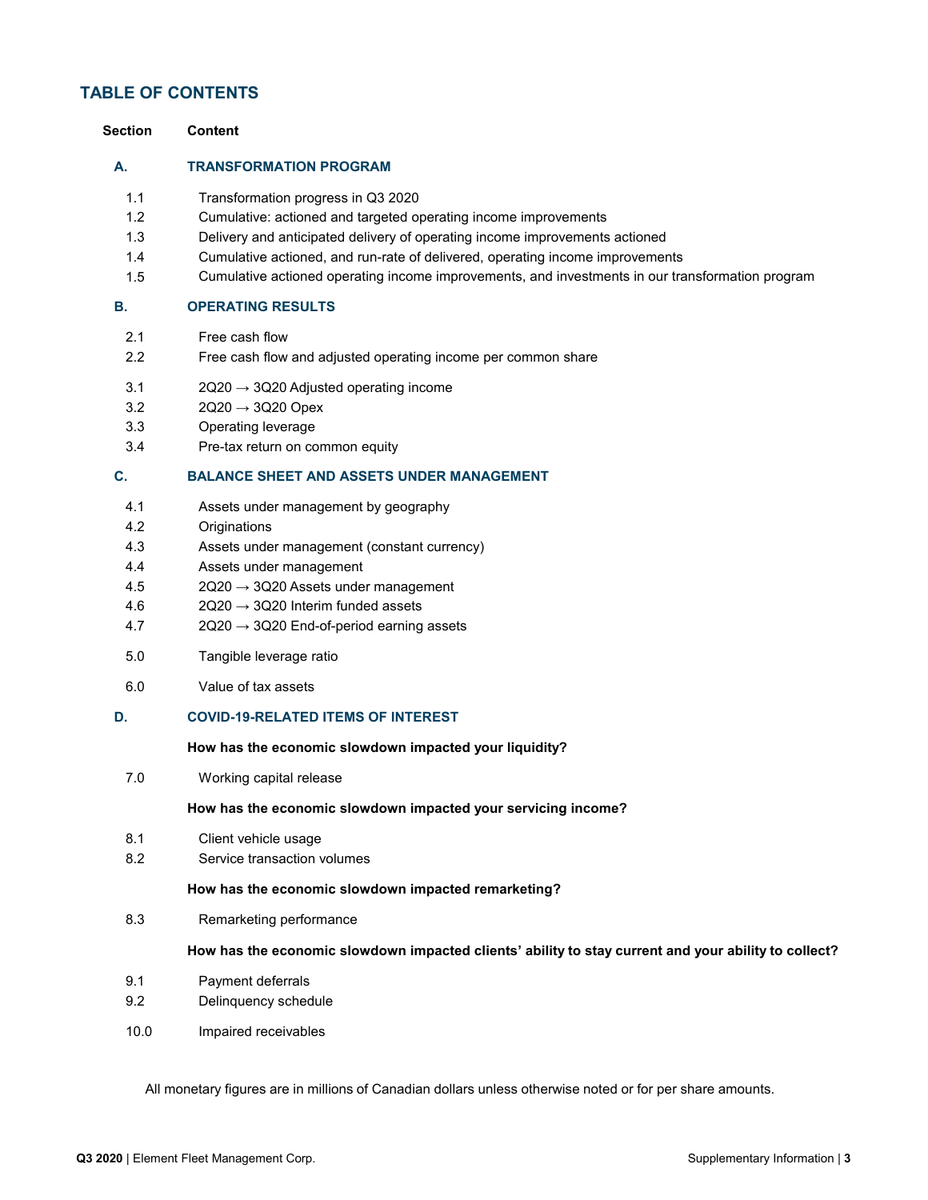## TABLE OF CONTENTS

| Section | Content |
|---|---|
| **A.** | **TRANSFORMATION PROGRAM** |
| 1.1 | Transformation progress in Q3 2020 |
| 1.2 | Cumulative: actioned and targeted operating income improvements |
| 1.3 | Delivery and anticipated delivery of operating income improvements actioned |
| 1.4 | Cumulative actioned, and run-rate of delivered, operating income improvements |
| 1.5 | Cumulative actioned operating income improvements, and investments in our transformation program |
| **B.** | **OPERATING RESULTS** |
| 2.1 | Free cash flow |
| 2.2 | Free cash flow and adjusted operating income per common share |
| 3.1 | 2Q20 → 3Q20 Adjusted operating income |
| 3.2 | 2Q20 → 3Q20 Opex |
| 3.3 | Operating leverage |
| 3.4 | Pre-tax return on common equity |
| **C.** | **BALANCE SHEET AND ASSETS UNDER MANAGEMENT** |
| 4.1 | Assets under management by geography |
| 4.2 | Originations |
| 4.3 | Assets under management (constant currency) |
| 4.4 | Assets under management |
| 4.5 | 2Q20 → 3Q20 Assets under management |
| 4.6 | 2Q20 → 3Q20 Interim funded assets |
| 4.7 | 2Q20 → 3Q20 End-of-period earning assets |
| 5.0 | Tangible leverage ratio |
| 6.0 | Value of tax assets |
| **D.** | **COVID-19-RELATED ITEMS OF INTEREST** |
| | **How has the economic slowdown impacted your liquidity?** |
| 7.0 | Working capital release |
| | **How has the economic slowdown impacted your servicing income?** |
| 8.1 | Client vehicle usage |
| 8.2 | Service transaction volumes |
| | **How has the economic slowdown impacted remarketing?** |
| 8.3 | Remarketing performance |
| | **How has the economic slowdown impacted clients' ability to stay current and your ability to collect?** |
| 9.1 | Payment deferrals |
| 9.2 | Delinquency schedule |
| 10.0 | Impaired receivables |

All monetary figures are in millions of Canadian dollars unless otherwise noted or for per share amounts.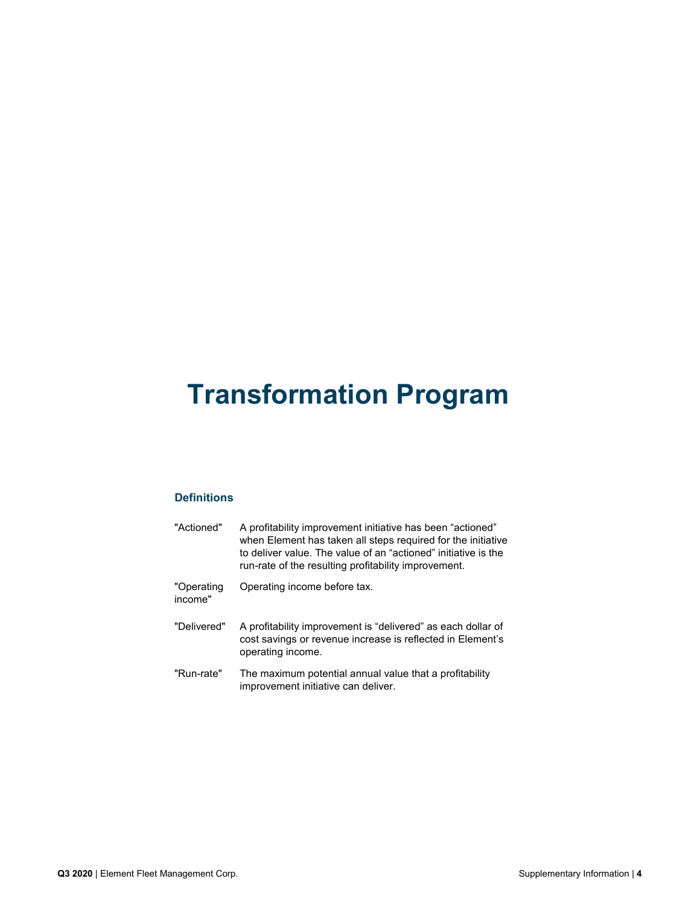# Transformation Program

### Definitions

| | |
|---|---|
| "Actioned" | A profitability improvement initiative has been "actioned" when Element has taken all steps required for the initiative to deliver value. The value of an "actioned" initiative is the run-rate of the resulting profitability improvement. |
| "Operating income" | Operating income before tax. |
| "Delivered" | A profitability improvement is "delivered" as each dollar of cost savings or revenue increase is reflected in Element's operating income. |
| "Run-rate" | The maximum potential annual value that a profitability improvement initiative can deliver. |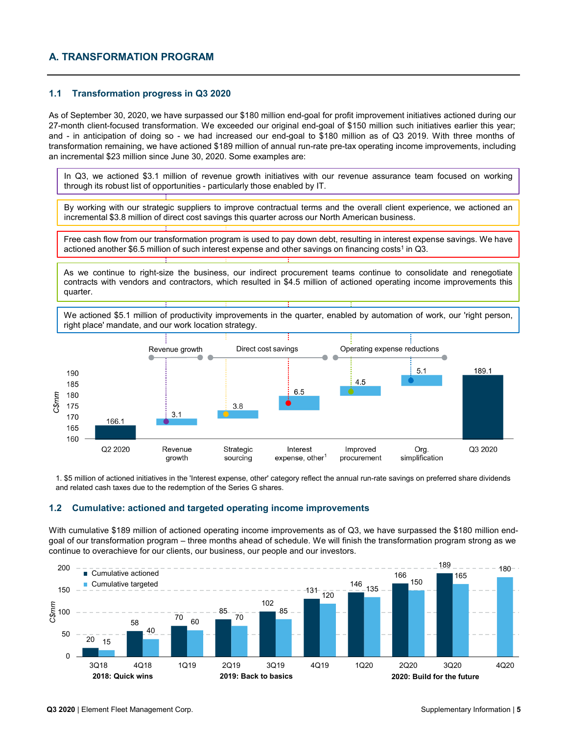## A. TRANSFORMATION PROGRAM

### 1.1 Transformation progress in Q3 2020

As of September 30, 2020, we have surpassed our $180 million end-goal for profit improvement initiatives actioned during our 27-month client-focused transformation. We exceeded our original end-goal of $150 million such initiatives earlier this year; and - in anticipation of doing so - we had increased our end-goal to $180 million as of Q3 2019. With three months of transformation remaining, we have actioned $189 million of annual run-rate pre-tax operating income improvements, including an incremental $23 million since June 30, 2020. Some examples are:

In Q3, we actioned $3.1 million of revenue growth initiatives with our revenue assurance team focused on working through its robust list of opportunities - particularly those enabled by IT.

By working with our strategic suppliers to improve contractual terms and the overall client experience, we actioned an incremental $3.8 million of direct cost savings this quarter across our North American business.

Free cash flow from our transformation program is used to pay down debt, resulting in interest expense savings. We have actioned another $6.5 million of such interest expense and other savings on financing costs[1] in Q3.

As we continue to right-size the business, our indirect procurement teams continue to consolidate and renegotiate contracts with vendors and contractors, which resulted in $4.5 million of actioned operating income improvements this quarter.

We actioned $5.1 million of productivity improvements in the quarter, enabled by automation of work, our 'right person, right place' mandate, and our work location strategy.

| C$mm | Q2 2020 | Revenue growth (Revenue growth) | Strategic sourcing (Direct cost savings) | Interest expense, other[1] (Direct cost savings) | Improved procurement (Operating expense reductions) | Org. simplification (Operating expense reductions) | Q3 2020 |
|---|---|---|---|---|---|---|---|
| | 166.1 | 3.1 | 3.8 | 6.5 | 4.5 | 5.1 | 189.1 |

1. $5 million of actioned initiatives in the 'Interest expense, other' category reflect the annual run-rate savings on preferred share dividends and related cash taxes due to the redemption of the Series G shares.

### 1.2 Cumulative: actioned and targeted operating income improvements

With cumulative $189 million of actioned operating income improvements as of Q3, we have surpassed the $180 million end-goal of our transformation program – three months ahead of schedule. We will finish the transformation program strong as we continue to overachieve for our clients, our business, our people and our investors.

| C$mm | 3Q18 | 4Q18 | 1Q19 | 2Q19 | 3Q19 | 4Q19 | 1Q20 | 2Q20 | 3Q20 | 4Q20 |
|---|---|---|---|---|---|---|---|---|---|---|
| Cumulative actioned | 20 | 58 | 70 | 85 | 102 | 131 | 146 | 166 | 189 | |
| Cumulative targeted | 15 | 40 | 60 | 70 | 85 | 120 | 135 | 150 | 165 | 180 |

**2018: Quick wins** (3Q18–4Q18) | **2019: Back to basics** (1Q19–4Q19) | **2020: Build for the future** (1Q20–4Q20)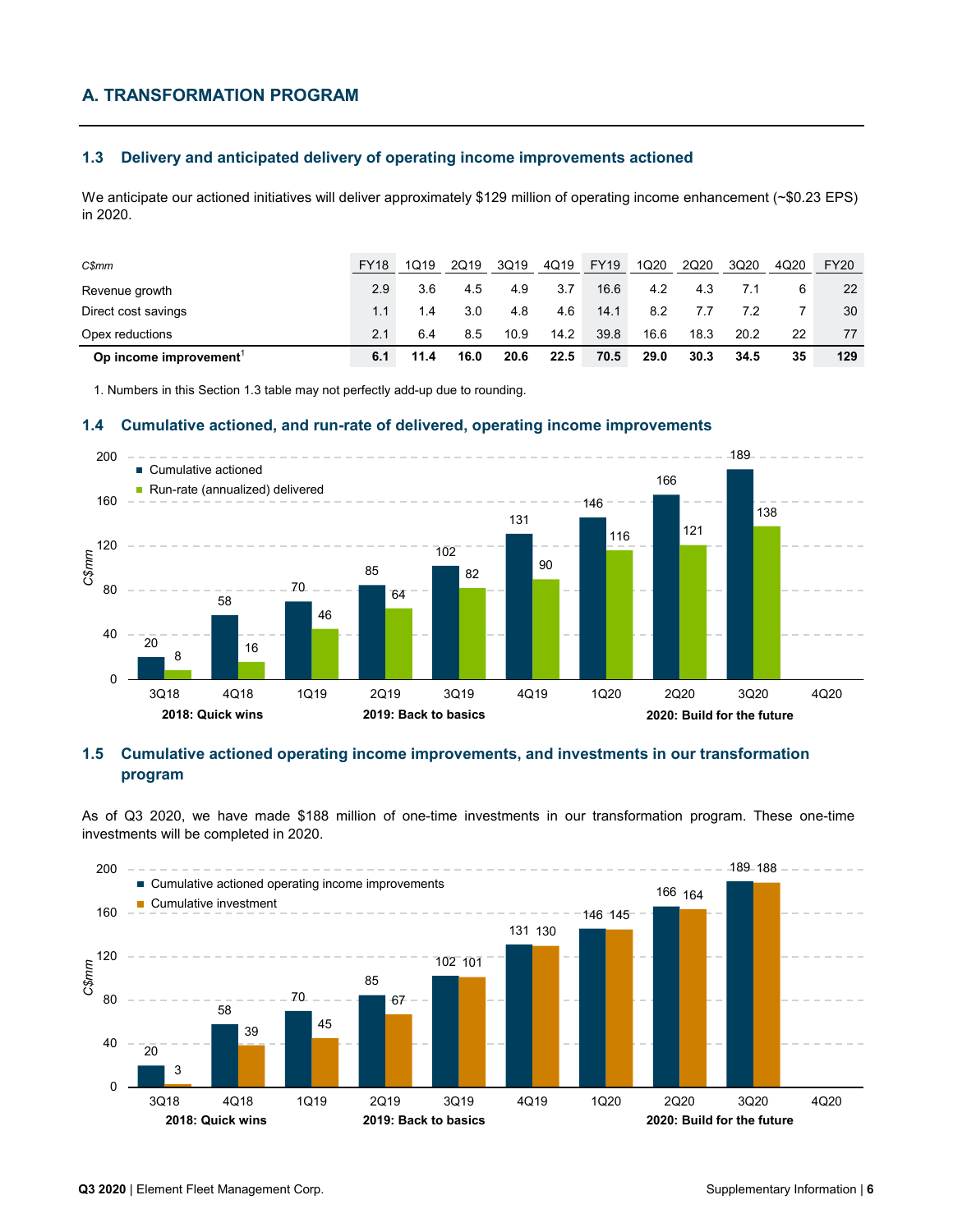## A. TRANSFORMATION PROGRAM

### 1.3 Delivery and anticipated delivery of operating income improvements actioned

We anticipate our actioned initiatives will deliver approximately $129 million of operating income enhancement (~$0.23 EPS) in 2020.

| *C$mm* | FY18 | 1Q19 | 2Q19 | 3Q19 | 4Q19 | FY19 | 1Q20 | 2Q20 | 3Q20 | 4Q20 | FY20 |
|---|---|---|---|---|---|---|---|---|---|---|---|
| Revenue growth | 2.9 | 3.6 | 4.5 | 4.9 | 3.7 | 16.6 | 4.2 | 4.3 | 7.1 | 6 | 22 |
| Direct cost savings | 1.1 | 1.4 | 3.0 | 4.8 | 4.6 | 14.1 | 8.2 | 7.7 | 7.2 | 7 | 30 |
| Opex reductions | 2.1 | 6.4 | 8.5 | 10.9 | 14.2 | 39.8 | 16.6 | 18.3 | 20.2 | 22 | 77 |
| **Op income improvement**[1] | **6.1** | **11.4** | **16.0** | **20.6** | **22.5** | **70.5** | **29.0** | **30.3** | **34.5** | **35** | **129** |

1. Numbers in this Section 1.3 table may not perfectly add-up due to rounding.

### 1.4 Cumulative actioned, and run-rate of delivered, operating income improvements

| C$mm | 3Q18 | 4Q18 | 1Q19 | 2Q19 | 3Q19 | 4Q19 | 1Q20 | 2Q20 | 3Q20 | 4Q20 |
|---|---|---|---|---|---|---|---|---|---|---|
| Cumulative actioned | 20 | 58 | 70 | 85 | 102 | 131 | 146 | 166 | 189 | |
| Run-rate (annualized) delivered | 8 | 16 | 46 | 64 | 82 | 90 | 116 | 121 | 138 | |

**2018: Quick wins** | **2019: Back to basics** | **2020: Build for the future**

### 1.5 Cumulative actioned operating income improvements, and investments in our transformation program

As of Q3 2020, we have made $188 million of one-time investments in our transformation program. These one-time investments will be completed in 2020.

| C$mm | 3Q18 | 4Q18 | 1Q19 | 2Q19 | 3Q19 | 4Q19 | 1Q20 | 2Q20 | 3Q20 | 4Q20 |
|---|---|---|---|---|---|---|---|---|---|---|
| Cumulative actioned operating income improvements | 20 | 58 | 70 | 85 | 102 | 131 | 146 | 166 | 189 | |
| Cumulative investment | 3 | 39 | 45 | 67 | 101 | 130 | 145 | 164 | 188 | |

**2018: Quick wins** | **2019: Back to basics** | **2020: Build for the future**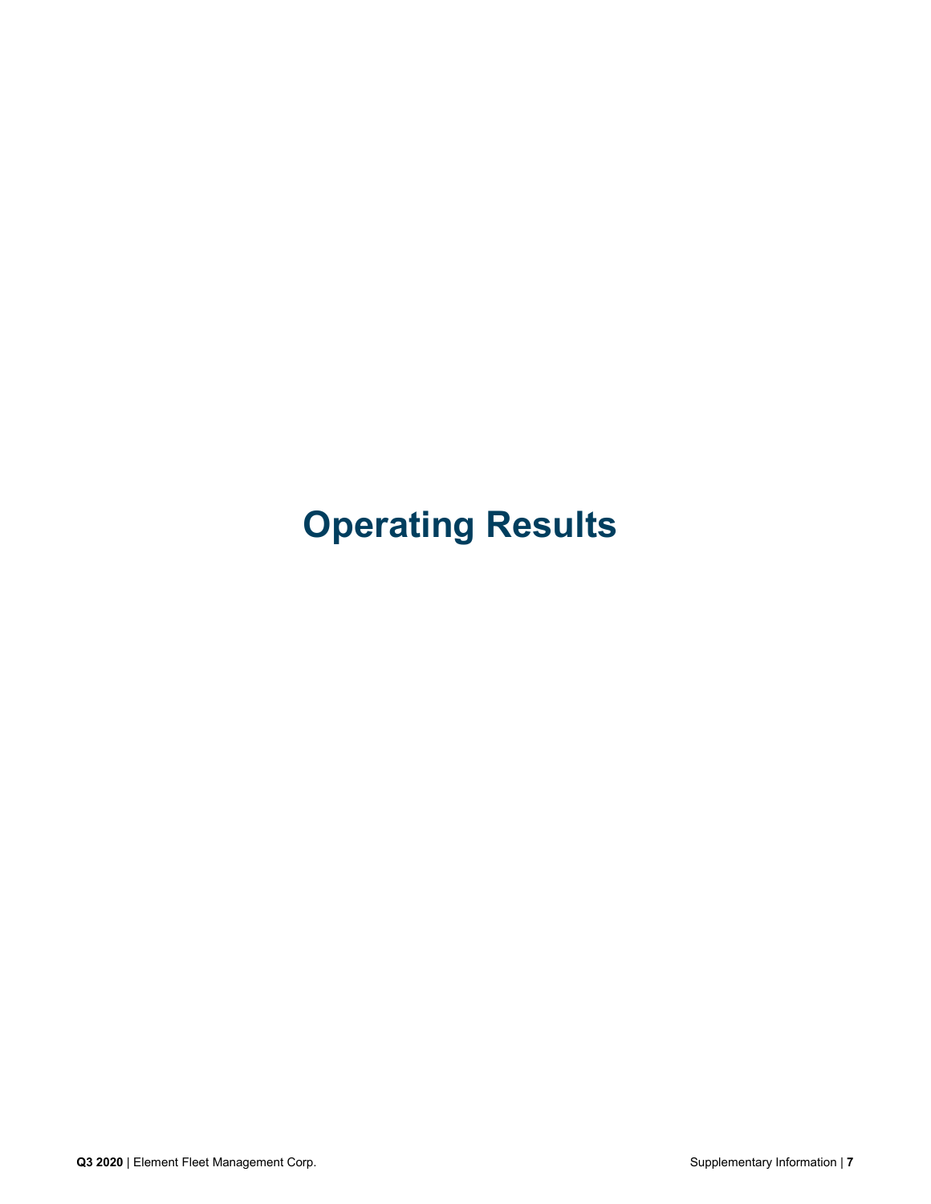# Operating Results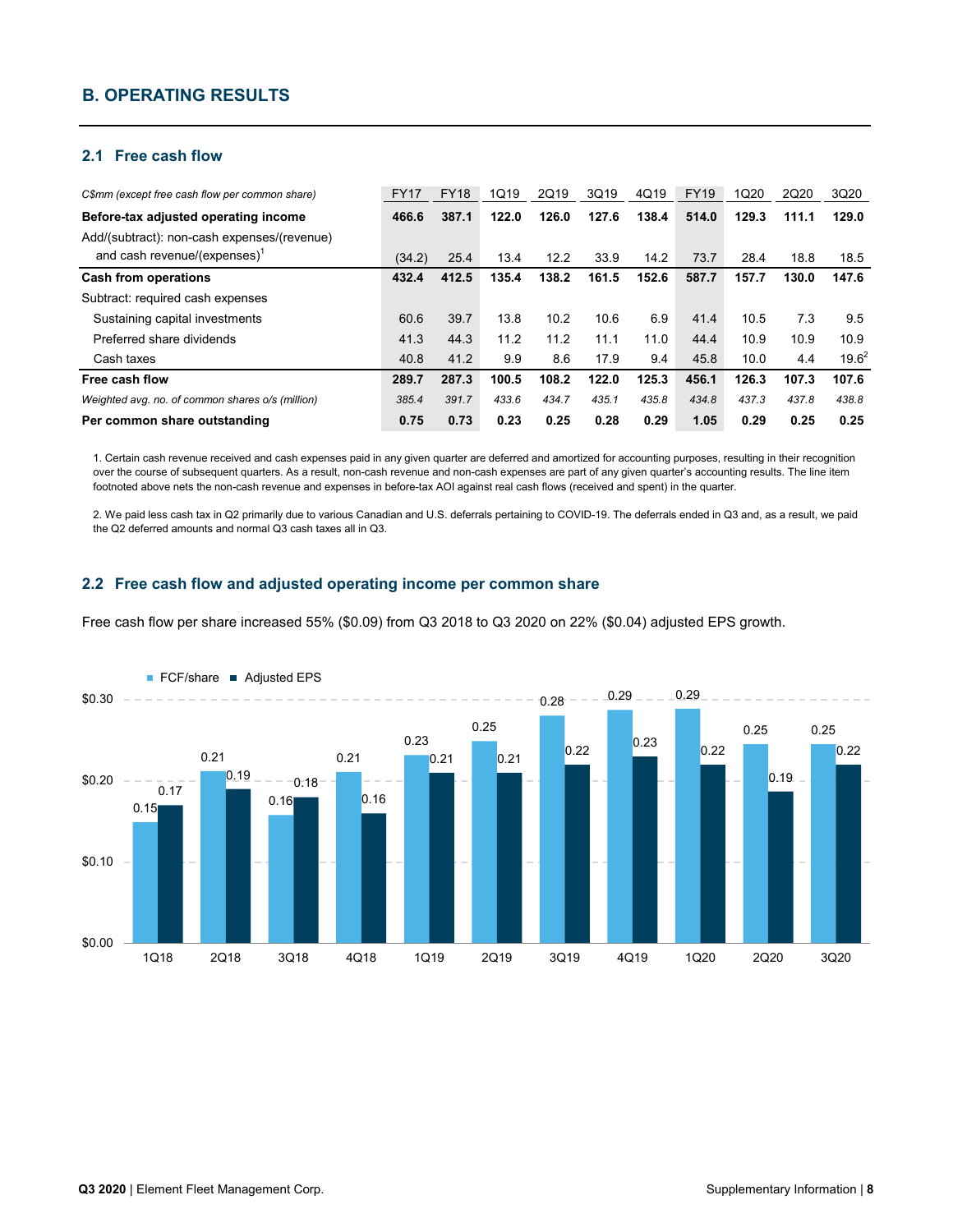## B. OPERATING RESULTS

### 2.1 Free cash flow

| *C$mm (except free cash flow per common share)* | FY17 | FY18 | 1Q19 | 2Q19 | 3Q19 | 4Q19 | FY19 | 1Q20 | 2Q20 | 3Q20 |
|---|---|---|---|---|---|---|---|---|---|---|
| **Before-tax adjusted operating income** | **466.6** | **387.1** | **122.0** | **126.0** | **127.6** | **138.4** | **514.0** | **129.3** | **111.1** | **129.0** |
| Add/(subtract): non-cash expenses/(revenue) and cash revenue/(expenses)[1] | (34.2) | 25.4 | 13.4 | 12.2 | 33.9 | 14.2 | 73.7 | 28.4 | 18.8 | 18.5 |
| **Cash from operations** | **432.4** | **412.5** | **135.4** | **138.2** | **161.5** | **152.6** | **587.7** | **157.7** | **130.0** | **147.6** |
| Subtract: required cash expenses | | | | | | | | | | |
| Sustaining capital investments | 60.6 | 39.7 | 13.8 | 10.2 | 10.6 | 6.9 | 41.4 | 10.5 | 7.3 | 9.5 |
| Preferred share dividends | 41.3 | 44.3 | 11.2 | 11.2 | 11.1 | 11.0 | 44.4 | 10.9 | 10.9 | 10.9 |
| Cash taxes | 40.8 | 41.2 | 9.9 | 8.6 | 17.9 | 9.4 | 45.8 | 10.0 | 4.4 | 19.6[2] |
| **Free cash flow** | **289.7** | **287.3** | **100.5** | **108.2** | **122.0** | **125.3** | **456.1** | **126.3** | **107.3** | **107.6** |
| *Weighted avg. no. of common shares o/s (million)* | *385.4* | *391.7* | *433.6* | *434.7* | *435.1* | *435.8* | *434.8* | *437.3* | *437.8* | *438.8* |
| **Per common share outstanding** | **0.75** | **0.73** | **0.23** | **0.25** | **0.28** | **0.29** | **1.05** | **0.29** | **0.25** | **0.25** |

1. Certain cash revenue received and cash expenses paid in any given quarter are deferred and amortized for accounting purposes, resulting in their recognition over the course of subsequent quarters. As a result, non-cash revenue and non-cash expenses are part of any given quarter's accounting results. The line item footnoted above nets the non-cash revenue and expenses in before-tax AOI against real cash flows (received and spent) in the quarter.

2. We paid less cash tax in Q2 primarily due to various Canadian and U.S. deferrals pertaining to COVID-19. The deferrals ended in Q3 and, as a result, we paid the Q2 deferred amounts and normal Q3 cash taxes all in Q3.

### 2.2 Free cash flow and adjusted operating income per common share

Free cash flow per share increased 55% ($0.09) from Q3 2018 to Q3 2020 on 22% ($0.04) adjusted EPS growth.

| | 1Q18 | 2Q18 | 3Q18 | 4Q18 | 1Q19 | 2Q19 | 3Q19 | 4Q19 | 1Q20 | 2Q20 | 3Q20 |
|---|---|---|---|---|---|---|---|---|---|---|---|
| FCF/share | 0.15 | 0.21 | 0.16 | 0.21 | 0.23 | 0.25 | 0.28 | 0.29 | 0.29 | 0.25 | 0.25 |
| Adjusted EPS | 0.17 | 0.19 | 0.18 | 0.16 | 0.21 | 0.21 | 0.22 | 0.23 | 0.22 | 0.19 | 0.22 |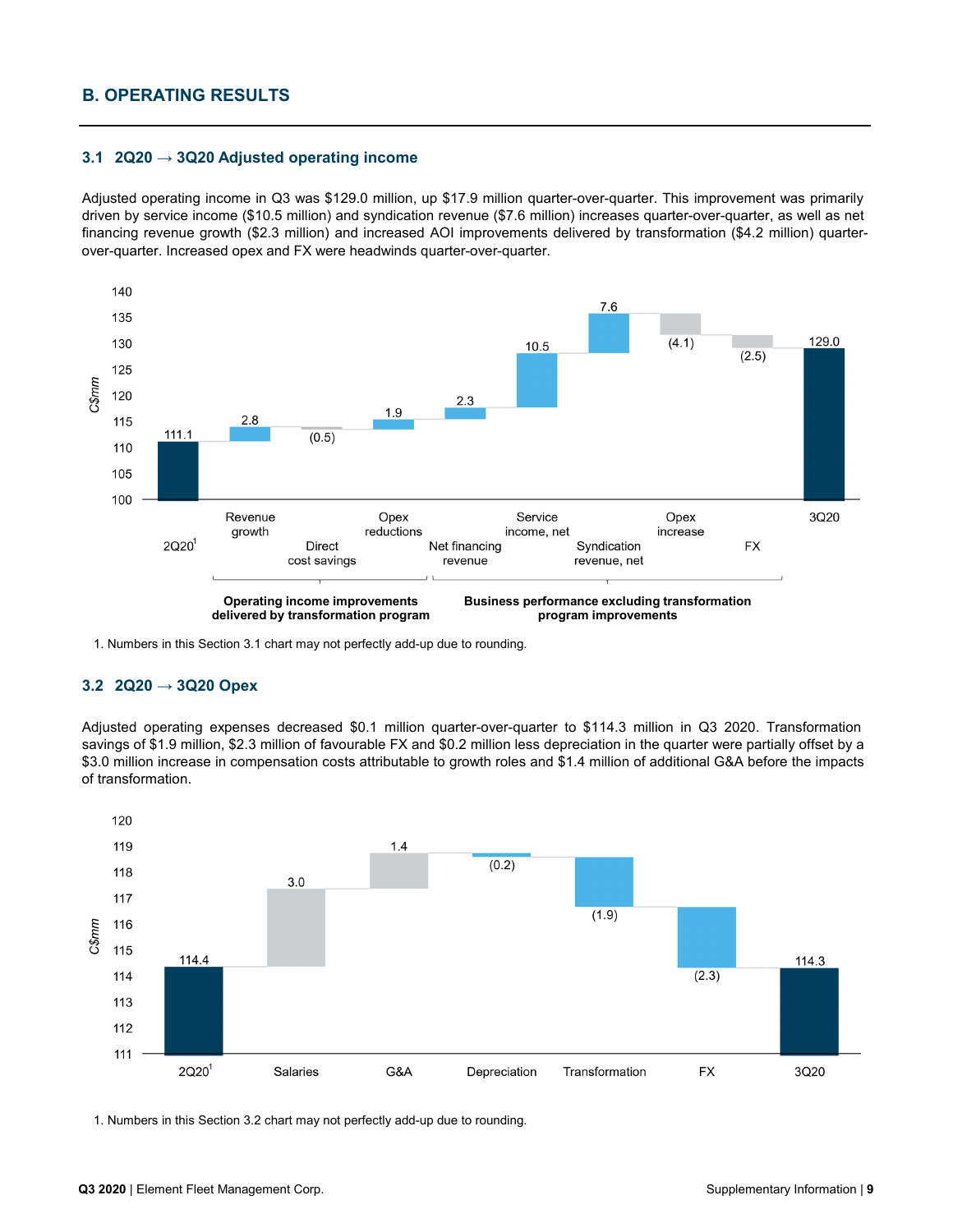## B. OPERATING RESULTS

### 3.1 2Q20 → 3Q20 Adjusted operating income

Adjusted operating income in Q3 was $129.0 million, up $17.9 million quarter-over-quarter. This improvement was primarily driven by service income ($10.5 million) and syndication revenue ($7.6 million) increases quarter-over-quarter, as well as net financing revenue growth ($2.3 million) and increased AOI improvements delivered by transformation ($4.2 million) quarter-over-quarter. Increased opex and FX were headwinds quarter-over-quarter.

| C$mm | Value |
| --- | --- |
| 2Q20[1] | 111.1 |
| Revenue growth | 2.8 |
| Direct cost savings | (0.5) |
| Opex reductions | 1.9 |
| Net financing revenue | 2.3 |
| Service income, net | 10.5 |
| Syndication revenue, net | 7.6 |
| Opex increase | (4.1) |
| FX | (2.5) |
| 3Q20 | 129.0 |

Operating income improvements delivered by transformation program: Revenue growth, Direct cost savings, Opex reductions

Business performance excluding transformation program improvements: Net financing revenue, Service income, net, Syndication revenue, net, Opex increase, FX

1. Numbers in this Section 3.1 chart may not perfectly add-up due to rounding.

### 3.2 2Q20 → 3Q20 Opex

Adjusted operating expenses decreased $0.1 million quarter-over-quarter to $114.3 million in Q3 2020. Transformation savings of $1.9 million, $2.3 million of favourable FX and $0.2 million less depreciation in the quarter were partially offset by a $3.0 million increase in compensation costs attributable to growth roles and $1.4 million of additional G&A before the impacts of transformation.

| C$mm | Value |
| --- | --- |
| 2Q20[1] | 114.4 |
| Salaries | 3.0 |
| G&A | 1.4 |
| Depreciation | (0.2) |
| Transformation | (1.9) |
| FX | (2.3) |
| 3Q20 | 114.3 |

1. Numbers in this Section 3.2 chart may not perfectly add-up due to rounding.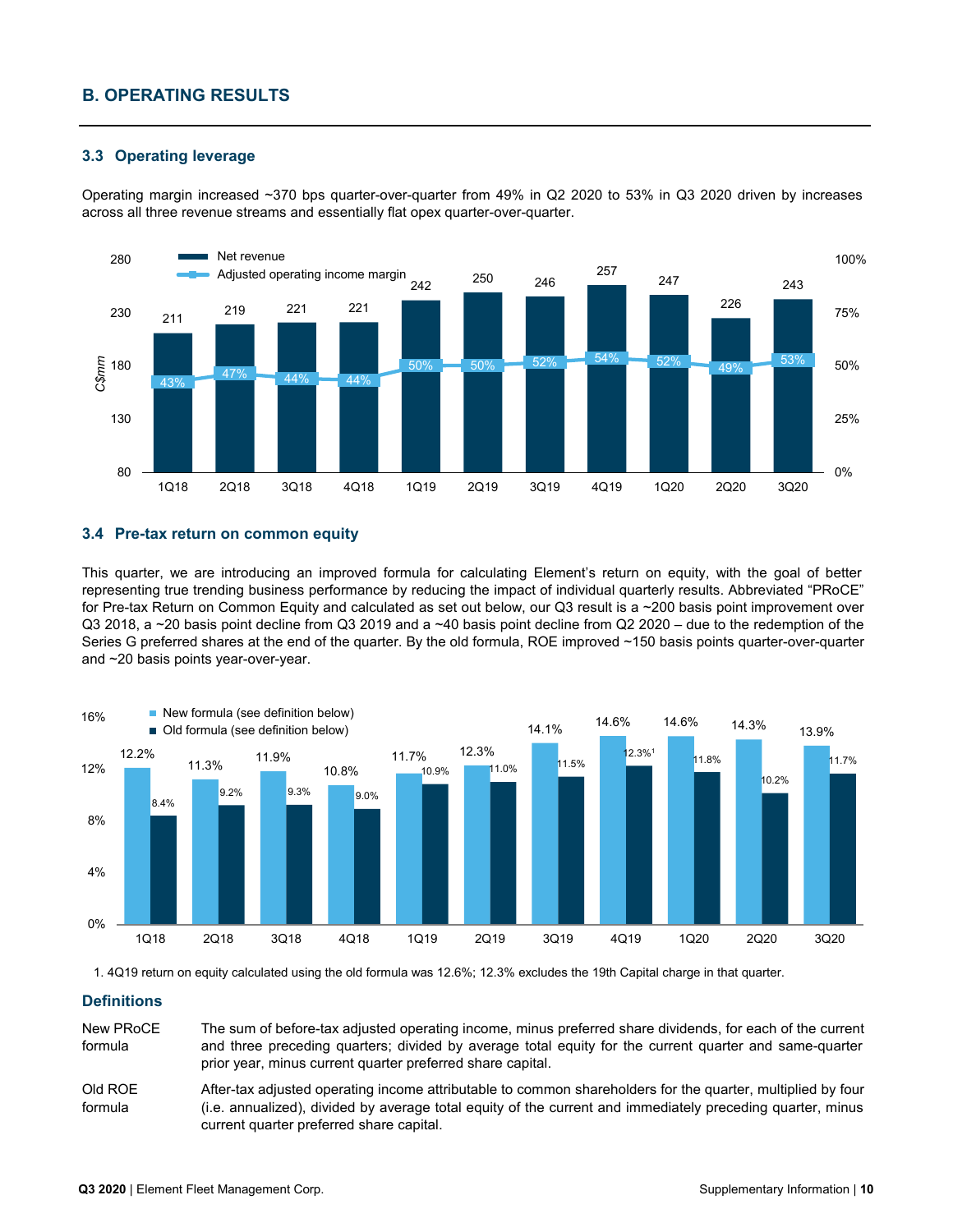## B. OPERATING RESULTS

### 3.3 Operating leverage

Operating margin increased ~370 bps quarter-over-quarter from 49% in Q2 2020 to 53% in Q3 2020 driven by increases across all three revenue streams and essentially flat opex quarter-over-quarter.

| | 1Q18 | 2Q18 | 3Q18 | 4Q18 | 1Q19 | 2Q19 | 3Q19 | 4Q19 | 1Q20 | 2Q20 | 3Q20 |
|---|---|---|---|---|---|---|---|---|---|---|---|
| Net revenue (C$mm) | 211 | 219 | 221 | 221 | 242 | 250 | 246 | 257 | 247 | 226 | 243 |
| Adjusted operating income margin | 43% | 47% | 44% | 44% | 50% | 50% | 52% | 54% | 52% | 49% | 53% |

### 3.4 Pre-tax return on common equity

This quarter, we are introducing an improved formula for calculating Element's return on equity, with the goal of better representing true trending business performance by reducing the impact of individual quarterly results. Abbreviated "PRoCE" for Pre-tax Return on Common Equity and calculated as set out below, our Q3 result is a ~200 basis point improvement over Q3 2018, a ~20 basis point decline from Q3 2019 and a ~40 basis point decline from Q2 2020 – due to the redemption of the Series G preferred shares at the end of the quarter. By the old formula, ROE improved ~150 basis points quarter-over-quarter and ~20 basis points year-over-year.

| | 1Q18 | 2Q18 | 3Q18 | 4Q18 | 1Q19 | 2Q19 | 3Q19 | 4Q19 | 1Q20 | 2Q20 | 3Q20 |
|---|---|---|---|---|---|---|---|---|---|---|---|
| New formula (see definition below) | 12.2% | 11.3% | 11.9% | 10.8% | 11.7% | 12.3% | 14.1% | 14.6% | 14.6% | 14.3% | 13.9% |
| Old formula (see definition below) | 8.4% | 9.2% | 9.3% | 9.0% | 10.9% | 11.0% | 11.5% | 12.3%[1] | 11.8% | 10.2% | 11.7% |

1. 4Q19 return on equity calculated using the old formula was 12.6%; 12.3% excludes the 19th Capital charge in that quarter.

### Definitions

**New PRoCE formula** — The sum of before-tax adjusted operating income, minus preferred share dividends, for each of the current and three preceding quarters; divided by average total equity for the current quarter and same-quarter prior year, minus current quarter preferred share capital.

**Old ROE formula** — After-tax adjusted operating income attributable to common shareholders for the quarter, multiplied by four (i.e. annualized), divided by average total equity of the current and immediately preceding quarter, minus current quarter preferred share capital.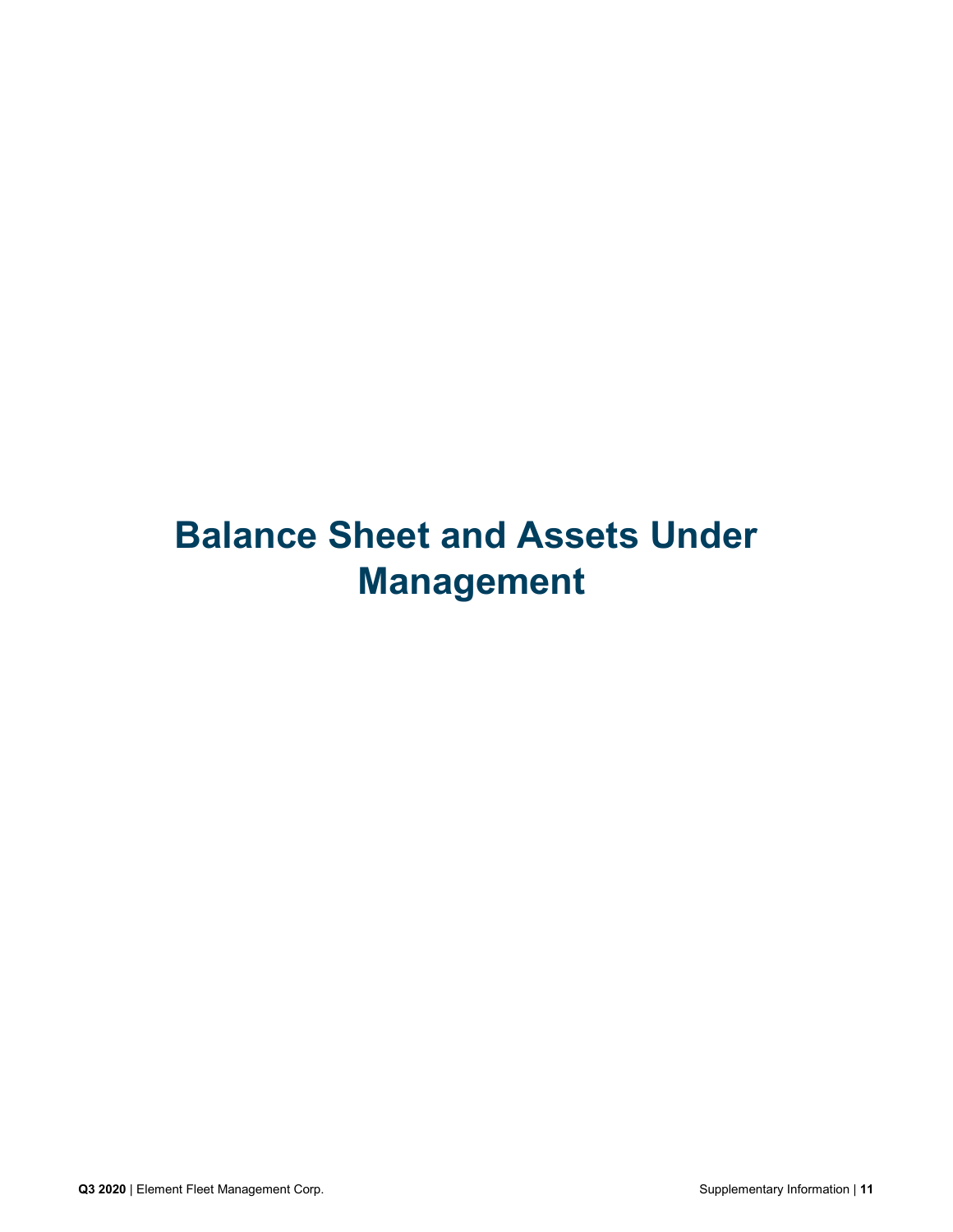# Balance Sheet and Assets Under Management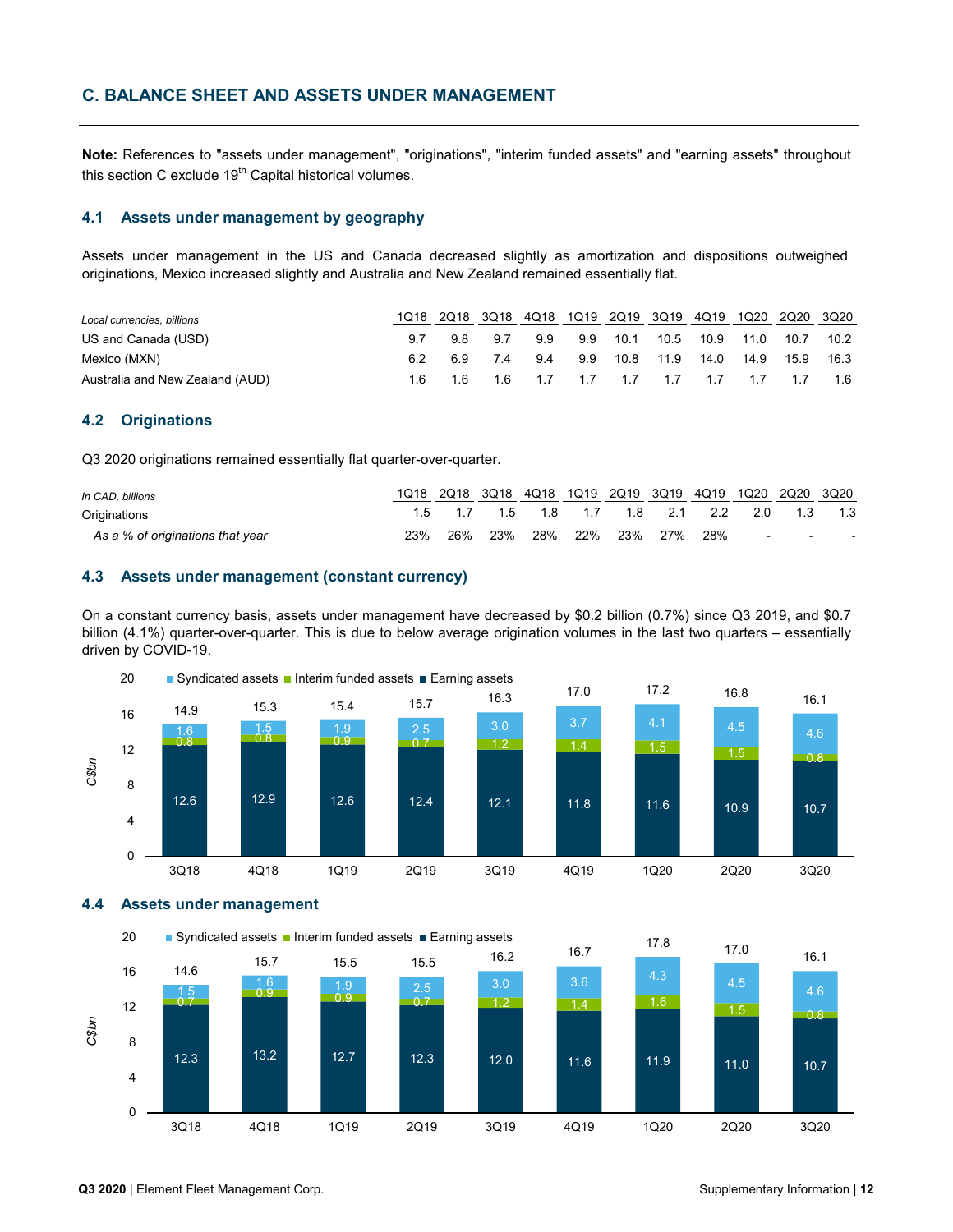## C. BALANCE SHEET AND ASSETS UNDER MANAGEMENT

**Note:** References to "assets under management", "originations", "interim funded assets" and "earning assets" throughout this section C exclude 19th Capital historical volumes.

### 4.1 Assets under management by geography

Assets under management in the US and Canada decreased slightly as amortization and dispositions outweighed originations, Mexico increased slightly and Australia and New Zealand remained essentially flat.

| *Local currencies, billions* | 1Q18 | 2Q18 | 3Q18 | 4Q18 | 1Q19 | 2Q19 | 3Q19 | 4Q19 | 1Q20 | 2Q20 | 3Q20 |
|---|---|---|---|---|---|---|---|---|---|---|---|
| US and Canada (USD) | 9.7 | 9.8 | 9.7 | 9.9 | 9.9 | 10.1 | 10.5 | 10.9 | 11.0 | 10.7 | 10.2 |
| Mexico (MXN) | 6.2 | 6.9 | 7.4 | 9.4 | 9.9 | 10.8 | 11.9 | 14.0 | 14.9 | 15.9 | 16.3 |
| Australia and New Zealand (AUD) | 1.6 | 1.6 | 1.6 | 1.7 | 1.7 | 1.7 | 1.7 | 1.7 | 1.7 | 1.7 | 1.6 |

### 4.2 Originations

Q3 2020 originations remained essentially flat quarter-over-quarter.

| *In CAD, billions* | 1Q18 | 2Q18 | 3Q18 | 4Q18 | 1Q19 | 2Q19 | 3Q19 | 4Q19 | 1Q20 | 2Q20 | 3Q20 |
|---|---|---|---|---|---|---|---|---|---|---|---|
| Originations | 1.5 | 1.7 | 1.5 | 1.8 | 1.7 | 1.8 | 2.1 | 2.2 | 2.0 | 1.3 | 1.3 |
| *As a % of originations that year* | 23% | 26% | 23% | 28% | 22% | 23% | 27% | 28% | - | - | - |

### 4.3 Assets under management (constant currency)

On a constant currency basis, assets under management have decreased by $0.2 billion (0.7%) since Q3 2019, and $0.7 billion (4.1%) quarter-over-quarter. This is due to below average origination volumes in the last two quarters – essentially driven by COVID-19.

| C$bn | 3Q18 | 4Q18 | 1Q19 | 2Q19 | 3Q19 | 4Q19 | 1Q20 | 2Q20 | 3Q20 |
|---|---|---|---|---|---|---|---|---|---|
| Syndicated assets | 1.6 | 1.5 | 1.9 | 2.5 | 3.0 | 3.7 | 4.1 | 4.5 | 4.6 |
| Interim funded assets | 0.8 | 0.8 | 0.9 | 0.7 | 1.2 | 1.4 | 1.5 | 1.5 | 0.8 |
| Earning assets | 12.6 | 12.9 | 12.6 | 12.4 | 12.1 | 11.8 | 11.6 | 10.9 | 10.7 |
| Total | 14.9 | 15.3 | 15.4 | 15.7 | 16.3 | 17.0 | 17.2 | 16.8 | 16.1 |

### 4.4 Assets under management

| C$bn | 3Q18 | 4Q18 | 1Q19 | 2Q19 | 3Q19 | 4Q19 | 1Q20 | 2Q20 | 3Q20 |
|---|---|---|---|---|---|---|---|---|---|
| Syndicated assets | 1.5 | 1.6 | 1.9 | 2.5 | 3.0 | 3.6 | 4.3 | 4.5 | 4.6 |
| Interim funded assets | 0.7 | 0.9 | 0.9 | 0.7 | 1.2 | 1.4 | 1.6 | 1.5 | 0.8 |
| Earning assets | 12.3 | 13.2 | 12.7 | 12.3 | 12.0 | 11.6 | 11.9 | 11.0 | 10.7 |
| Total | 14.6 | 15.7 | 15.5 | 15.5 | 16.2 | 16.7 | 17.8 | 17.0 | 16.1 |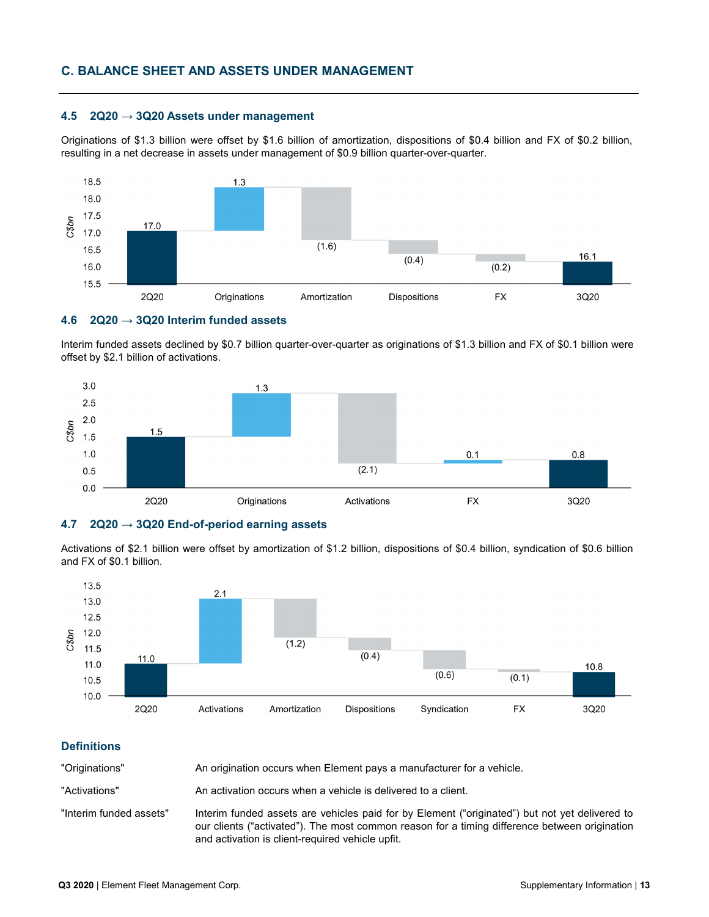## C. BALANCE SHEET AND ASSETS UNDER MANAGEMENT

### 4.5 2Q20 → 3Q20 Assets under management

Originations of $1.3 billion were offset by $1.6 billion of amortization, dispositions of $0.4 billion and FX of $0.2 billion, resulting in a net decrease in assets under management of $0.9 billion quarter-over-quarter.

| | 2Q20 | Originations | Amortization | Dispositions | FX | 3Q20 |
|---|---|---|---|---|---|---|
| C$bn | 17.0 | 1.3 | (1.6) | (0.4) | (0.2) | 16.1 |

### 4.6 2Q20 → 3Q20 Interim funded assets

Interim funded assets declined by $0.7 billion quarter-over-quarter as originations of $1.3 billion and FX of $0.1 billion were offset by $2.1 billion of activations.

| | 2Q20 | Originations | Activations | FX | 3Q20 |
|---|---|---|---|---|---|
| C$bn | 1.5 | 1.3 | (2.1) | 0.1 | 0.8 |

### 4.7 2Q20 → 3Q20 End-of-period earning assets

Activations of $2.1 billion were offset by amortization of $1.2 billion, dispositions of $0.4 billion, syndication of $0.6 billion and FX of $0.1 billion.

| | 2Q20 | Activations | Amortization | Dispositions | Syndication | FX | 3Q20 |
|---|---|---|---|---|---|---|---|
| C$bn | 11.0 | 2.1 | (1.2) | (0.4) | (0.6) | (0.1) | 10.8 |

### Definitions

| | |
|---|---|
| "Originations" | An origination occurs when Element pays a manufacturer for a vehicle. |
| "Activations" | An activation occurs when a vehicle is delivered to a client. |
| "Interim funded assets" | Interim funded assets are vehicles paid for by Element ("originated") but not yet delivered to our clients ("activated"). The most common reason for a timing difference between origination and activation is client-required vehicle upfit. |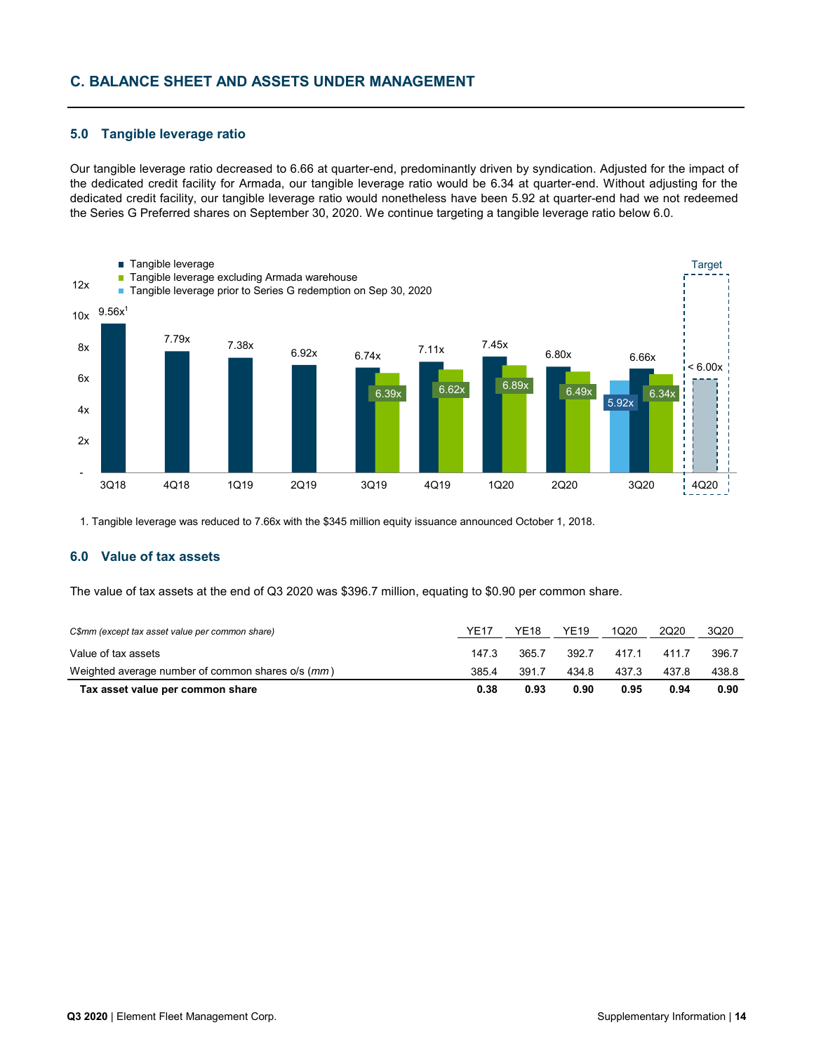## C. BALANCE SHEET AND ASSETS UNDER MANAGEMENT

### 5.0 Tangible leverage ratio

Our tangible leverage ratio decreased to 6.66 at quarter-end, predominantly driven by syndication. Adjusted for the impact of the dedicated credit facility for Armada, our tangible leverage ratio would be 6.34 at quarter-end. Without adjusting for the dedicated credit facility, our tangible leverage ratio would nonetheless have been 5.92 at quarter-end had we not redeemed the Series G Preferred shares on September 30, 2020. We continue targeting a tangible leverage ratio below 6.0.

| | 3Q18 | 4Q18 | 1Q19 | 2Q19 | 3Q19 | 4Q19 | 1Q20 | 2Q20 | 3Q20 | 4Q20 (Target) |
|---|---|---|---|---|---|---|---|---|---|---|
| Tangible leverage | 9.56x[1] | 7.79x | 7.38x | 6.92x | 6.74x | 7.11x | 7.45x | 6.80x | 6.66x | < 6.00x |
| Tangible leverage excluding Armada warehouse | | | | | 6.39x | 6.62x | 6.89x | 6.49x | 6.34x | |
| Tangible leverage prior to Series G redemption on Sep 30, 2020 | | | | | | | | | 5.92x | |

1. Tangible leverage was reduced to 7.66x with the $345 million equity issuance announced October 1, 2018.

### 6.0 Value of tax assets

The value of tax assets at the end of Q3 2020 was $396.7 million, equating to $0.90 per common share.

| *C$mm (except tax asset value per common share)* | YE17 | YE18 | YE19 | 1Q20 | 2Q20 | 3Q20 |
|---|---|---|---|---|---|---|
| Value of tax assets | 147.3 | 365.7 | 392.7 | 417.1 | 411.7 | 396.7 |
| Weighted average number of common shares o/s (*mm*) | 385.4 | 391.7 | 434.8 | 437.3 | 437.8 | 438.8 |
| **Tax asset value per common share** | **0.38** | **0.93** | **0.90** | **0.95** | **0.94** | **0.90** |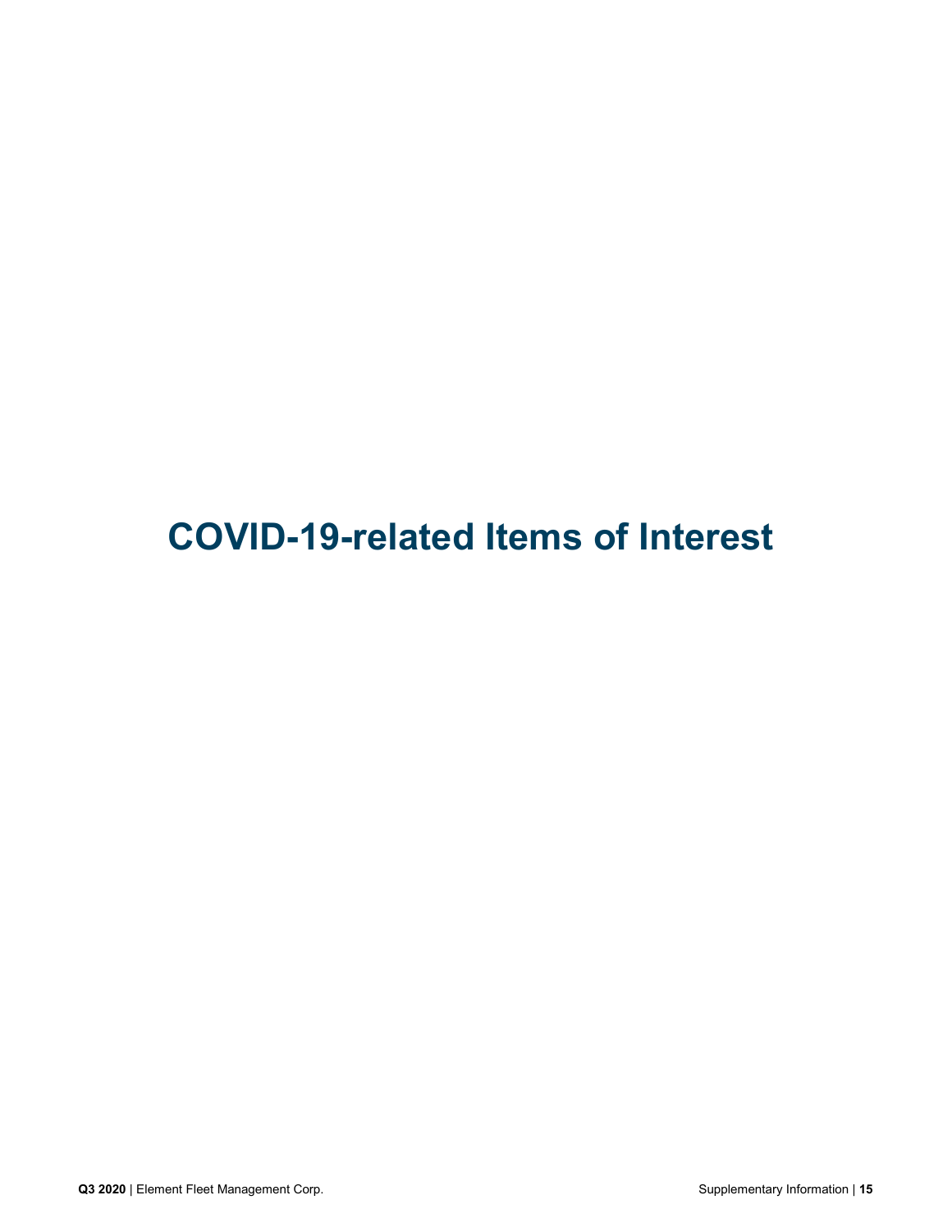# COVID-19-related Items of Interest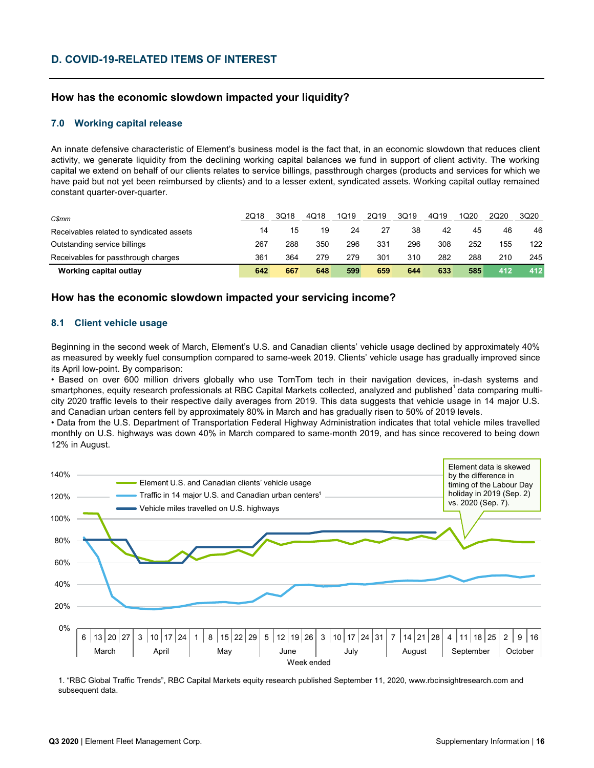## D. COVID-19-RELATED ITEMS OF INTEREST

### How has the economic slowdown impacted your liquidity?

#### 7.0 Working capital release

An innate defensive characteristic of Element's business model is the fact that, in an economic slowdown that reduces client activity, we generate liquidity from the declining working capital balances we fund in support of client activity. The working capital we extend on behalf of our clients relates to service billings, passthrough charges (products and services for which we have paid but not yet been reimbursed by clients) and to a lesser extent, syndicated assets. Working capital outlay remained constant quarter-over-quarter.

| *C$mm* | 2Q18 | 3Q18 | 4Q18 | 1Q19 | 2Q19 | 3Q19 | 4Q19 | 1Q20 | 2Q20 | 3Q20 |
|---|---|---|---|---|---|---|---|---|---|---|
| Receivables related to syndicated assets | 14 | 15 | 19 | 24 | 27 | 38 | 42 | 45 | 46 | 46 |
| Outstanding service billings | 267 | 288 | 350 | 296 | 331 | 296 | 308 | 252 | 155 | 122 |
| Receivables for passthrough charges | 361 | 364 | 279 | 279 | 301 | 310 | 282 | 288 | 210 | 245 |
| **Working capital outlay** | **642** | **667** | **648** | **599** | **659** | **644** | **633** | **585** | **412** | **412** |

### How has the economic slowdown impacted your servicing income?

#### 8.1 Client vehicle usage

Beginning in the second week of March, Element's U.S. and Canadian clients' vehicle usage declined by approximately 40% as measured by weekly fuel consumption compared to same-week 2019. Clients' vehicle usage has gradually improved since its April low-point. By comparison:

• Based on over 600 million drivers globally who use TomTom tech in their navigation devices, in-dash systems and smartphones, equity research professionals at RBC Capital Markets collected, analyzed and published[1] data comparing multi-city 2020 traffic levels to their respective daily averages from 2019. This data suggests that vehicle usage in 14 major U.S. and Canadian urban centers fell by approximately 80% in March and has gradually risen to 50% of 2019 levels.

• Data from the U.S. Department of Transportation Federal Highway Administration indicates that total vehicle miles travelled monthly on U.S. highways was down 40% in March compared to same-month 2019, and has since recovered to being down 12% in August.

1. "RBC Global Traffic Trends", RBC Capital Markets equity research published September 11, 2020, www.rbcinsightresearch.com and subsequent data.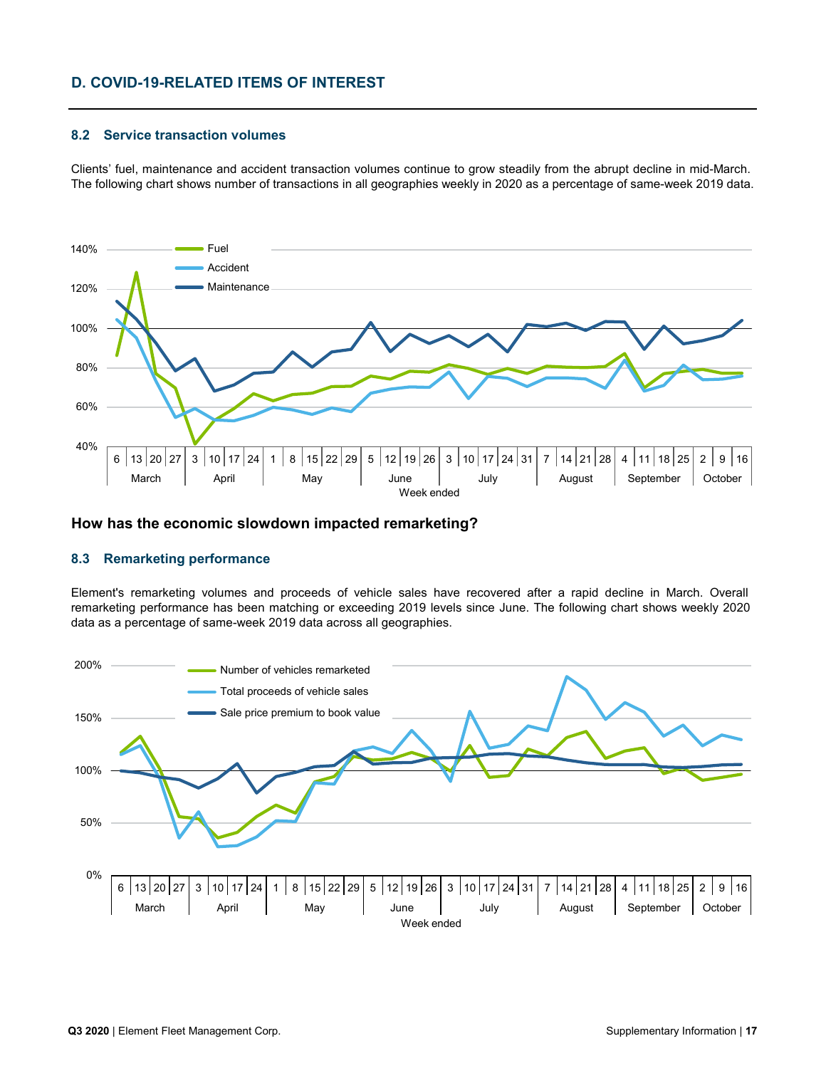## D. COVID-19-RELATED ITEMS OF INTEREST

### 8.2 Service transaction volumes

Clients' fuel, maintenance and accident transaction volumes continue to grow steadily from the abrupt decline in mid-March. The following chart shows number of transactions in all geographies weekly in 2020 as a percentage of same-week 2019 data.

### How has the economic slowdown impacted remarketing?

### 8.3 Remarketing performance

Element's remarketing volumes and proceeds of vehicle sales have recovered after a rapid decline in March. Overall remarketing performance has been matching or exceeding 2019 levels since June. The following chart shows weekly 2020 data as a percentage of same-week 2019 data across all geographies.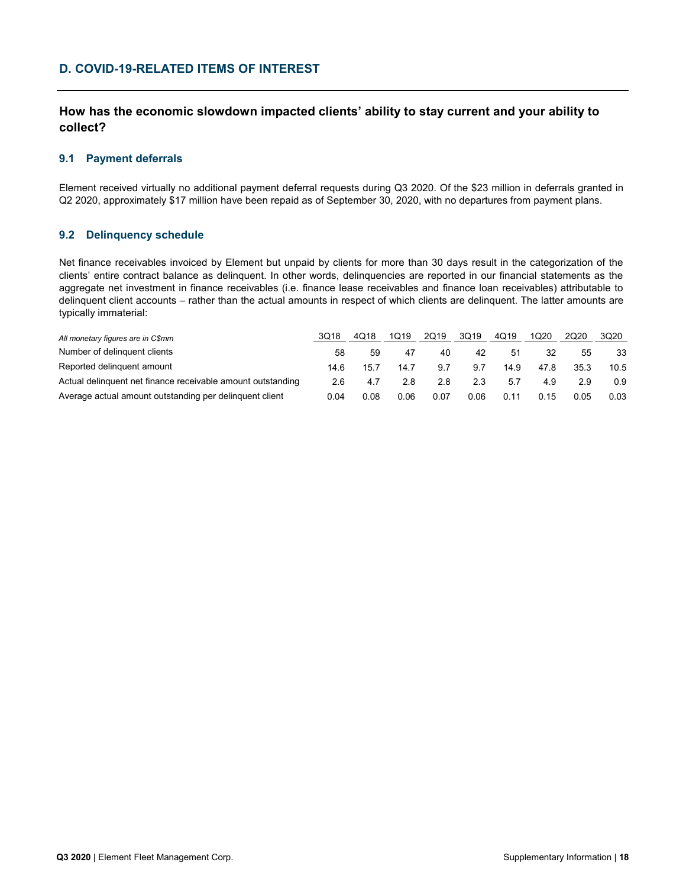## D. COVID-19-RELATED ITEMS OF INTEREST

### How has the economic slowdown impacted clients' ability to stay current and your ability to collect?

#### 9.1 Payment deferrals

Element received virtually no additional payment deferral requests during Q3 2020. Of the $23 million in deferrals granted in Q2 2020, approximately $17 million have been repaid as of September 30, 2020, with no departures from payment plans.

#### 9.2 Delinquency schedule

Net finance receivables invoiced by Element but unpaid by clients for more than 30 days result in the categorization of the clients' entire contract balance as delinquent. In other words, delinquencies are reported in our financial statements as the aggregate net investment in finance receivables (i.e. finance lease receivables and finance loan receivables) attributable to delinquent client accounts – rather than the actual amounts in respect of which clients are delinquent. The latter amounts are typically immaterial:

| *All monetary figures are in C$mm* | 3Q18 | 4Q18 | 1Q19 | 2Q19 | 3Q19 | 4Q19 | 1Q20 | 2Q20 | 3Q20 |
|---|---|---|---|---|---|---|---|---|---|
| Number of delinquent clients | 58 | 59 | 47 | 40 | 42 | 51 | 32 | 55 | 33 |
| Reported delinquent amount | 14.6 | 15.7 | 14.7 | 9.7 | 9.7 | 14.9 | 47.8 | 35.3 | 10.5 |
| Actual delinquent net finance receivable amount outstanding | 2.6 | 4.7 | 2.8 | 2.8 | 2.3 | 5.7 | 4.9 | 2.9 | 0.9 |
| Average actual amount outstanding per delinquent client | 0.04 | 0.08 | 0.06 | 0.07 | 0.06 | 0.11 | 0.15 | 0.05 | 0.03 |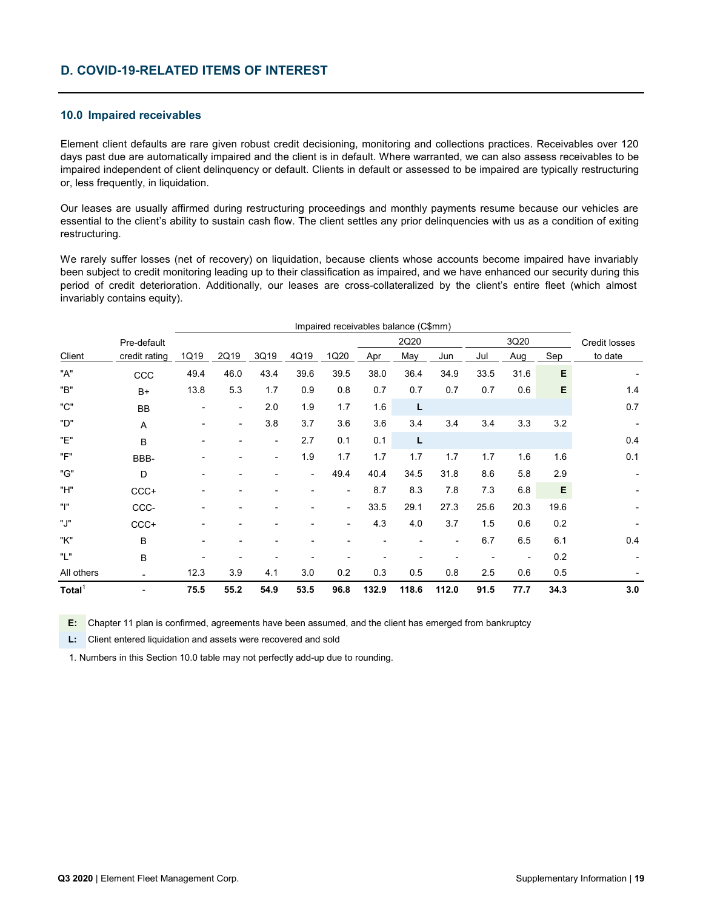## D. COVID-19-RELATED ITEMS OF INTEREST

### 10.0 Impaired receivables

Element client defaults are rare given robust credit decisioning, monitoring and collections practices. Receivables over 120 days past due are automatically impaired and the client is in default. Where warranted, we can also assess receivables to be impaired independent of client delinquency or default. Clients in default or assessed to be impaired are typically restructuring or, less frequently, in liquidation.

Our leases are usually affirmed during restructuring proceedings and monthly payments resume because our vehicles are essential to the client's ability to sustain cash flow. The client settles any prior delinquencies with us as a condition of exiting restructuring.

We rarely suffer losses (net of recovery) on liquidation, because clients whose accounts become impaired have invariably been subject to credit monitoring leading up to their classification as impaired, and we have enhanced our security during this period of credit deterioration. Additionally, our leases are cross-collateralized by the client's entire fleet (which almost invariably contains equity).

| | | Impaired receivables balance (C$mm) | | | | | | | | | | | | |
|---|---|---|---|---|---|---|---|---|---|---|---|---|---|---|
| | Pre-default | | | | | | 2Q20 | | | 3Q20 | | | | Credit losses |
| Client | credit rating | 1Q19 | 2Q19 | 3Q19 | 4Q19 | 1Q20 | Apr | May | Jun | Jul | Aug | Sep | | to date |
| "A" | CCC | 49.4 | 46.0 | 43.4 | 39.6 | 39.5 | 38.0 | 36.4 | 34.9 | 33.5 | 31.6 | E | | - |
| "B" | B+ | 13.8 | 5.3 | 1.7 | 0.9 | 0.8 | 0.7 | 0.7 | 0.7 | 0.7 | 0.6 | E | | 1.4 |
| "C" | BB | - | - | 2.0 | 1.9 | 1.7 | 1.6 | L | | | | | | 0.7 |
| "D" | A | - | - | 3.8 | 3.7 | 3.6 | 3.6 | 3.4 | 3.4 | 3.4 | 3.3 | 3.2 | | - |
| "E" | B | - | - | - | 2.7 | 0.1 | 0.1 | L | | | | | | 0.4 |
| "F" | BBB- | - | - | - | 1.9 | 1.7 | 1.7 | 1.7 | 1.7 | 1.7 | 1.6 | 1.6 | | 0.1 |
| "G" | D | - | - | - | - | 49.4 | 40.4 | 34.5 | 31.8 | 8.6 | 5.8 | 2.9 | | - |
| "H" | CCC+ | - | - | - | - | - | 8.7 | 8.3 | 7.8 | 7.3 | 6.8 | E | | - |
| "I" | CCC- | - | - | - | - | - | 33.5 | 29.1 | 27.3 | 25.6 | 20.3 | 19.6 | | - |
| "J" | CCC+ | - | - | - | - | - | 4.3 | 4.0 | 3.7 | 1.5 | 0.6 | 0.2 | | - |
| "K" | B | - | - | - | - | - | - | - | - | 6.7 | 6.5 | 6.1 | | 0.4 |
| "L" | B | - | - | - | - | - | - | - | - | - | - | 0.2 | | - |
| All others | - | 12.3 | 3.9 | 4.1 | 3.0 | 0.2 | 0.3 | 0.5 | 0.8 | 2.5 | 0.6 | 0.5 | | - |
| **Total**[1] | - | **75.5** | **55.2** | **54.9** | **53.5** | **96.8** | **132.9** | **118.6** | **112.0** | **91.5** | **77.7** | **34.3** | | **3.0** |

**E:** Chapter 11 plan is confirmed, agreements have been assumed, and the client has emerged from bankruptcy

**L:** Client entered liquidation and assets were recovered and sold

1. Numbers in this Section 10.0 table may not perfectly add-up due to rounding.